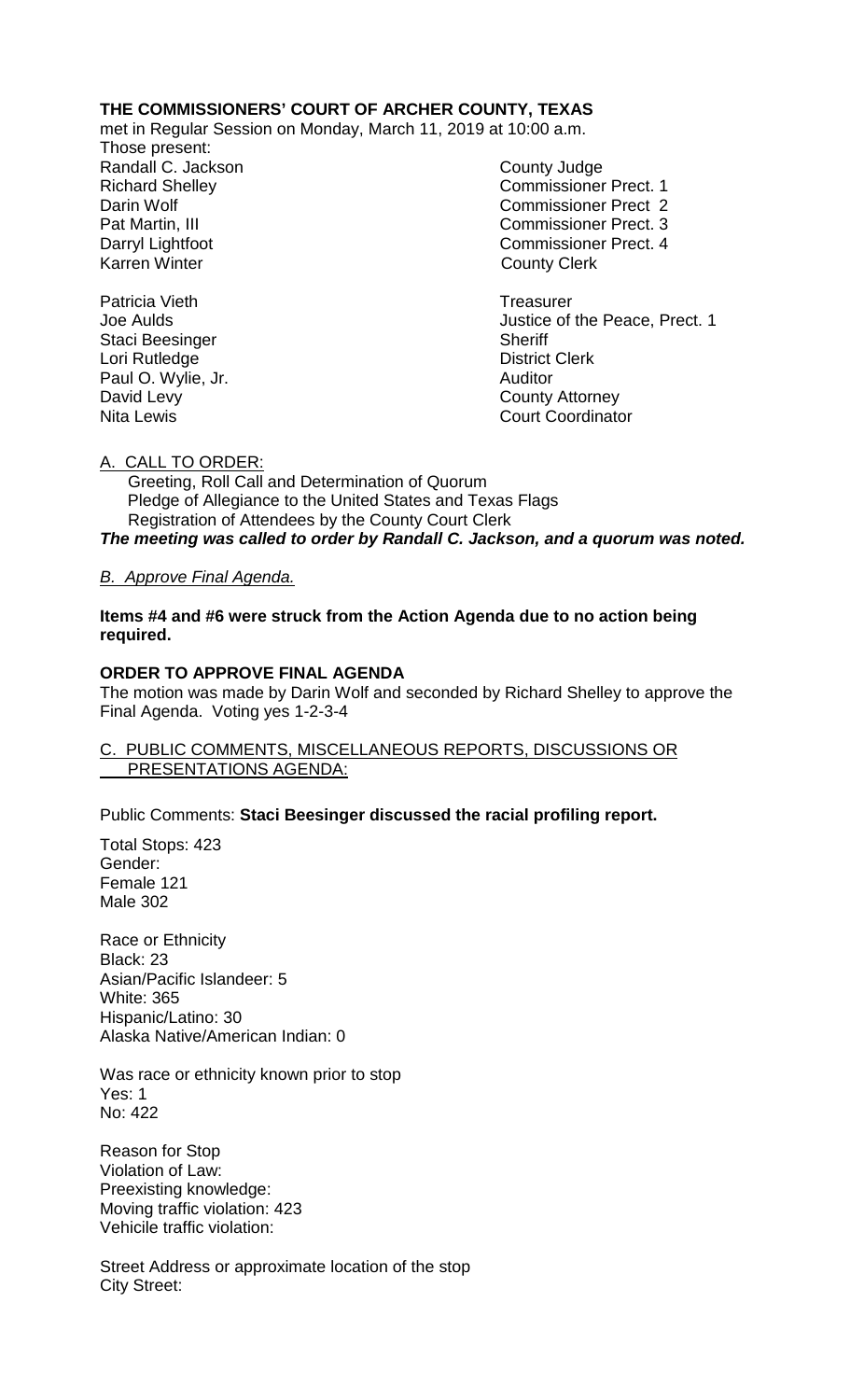**THE COMMISSIONERS' COURT OF ARCHER COUNTY, TEXAS**

met in Regular Session on Monday, March 11, 2019 at 10:00 a.m.

Those present:

| | |
|---|---|
| Randall C. Jackson | County Judge |
| Richard Shelley | Commissioner Prect. 1 |
| Darin Wolf | Commissioner Prect 2 |
| Pat Martin, III | Commissioner Prect. 3 |
| Darryl Lightfoot | Commissioner Prect. 4 |
| Karren Winter | County Clerk |
| | |
| Patricia Vieth | Treasurer |
| Joe Aulds | Justice of the Peace, Prect. 1 |
| Staci Beesinger | Sheriff |
| Lori Rutledge | District Clerk |
| Paul O. Wylie, Jr. | Auditor |
| David Levy | County Attorney |
| Nita Lewis | Court Coordinator |

A. CALL TO ORDER:

Greeting, Roll Call and Determination of Quorum
Pledge of Allegiance to the United States and Texas Flags
Registration of Attendees by the County Court Clerk

***The meeting was called to order by Randall C. Jackson, and a quorum was noted.***

*B. Approve Final Agenda.*

**Items #4 and #6 were struck from the Action Agenda due to no action being required.**

**ORDER TO APPROVE FINAL AGENDA**

The motion was made by Darin Wolf and seconded by Richard Shelley to approve the Final Agenda. Voting yes 1-2-3-4

C. PUBLIC COMMENTS, MISCELLANEOUS REPORTS, DISCUSSIONS OR PRESENTATIONS AGENDA:

Public Comments: **Staci Beesinger discussed the racial profiling report.**

Total Stops: 423
Gender:
Female 121
Male 302

Race or Ethnicity
Black: 23
Asian/Pacific Islandeer: 5
White: 365
Hispanic/Latino: 30
Alaska Native/American Indian: 0

Was race or ethnicity known prior to stop
Yes: 1
No: 422

Reason for Stop
Violation of Law:
Preexisting knowledge:
Moving traffic violation: 423
Vehicile traffic violation:

Street Address or approximate location of the stop
City Street: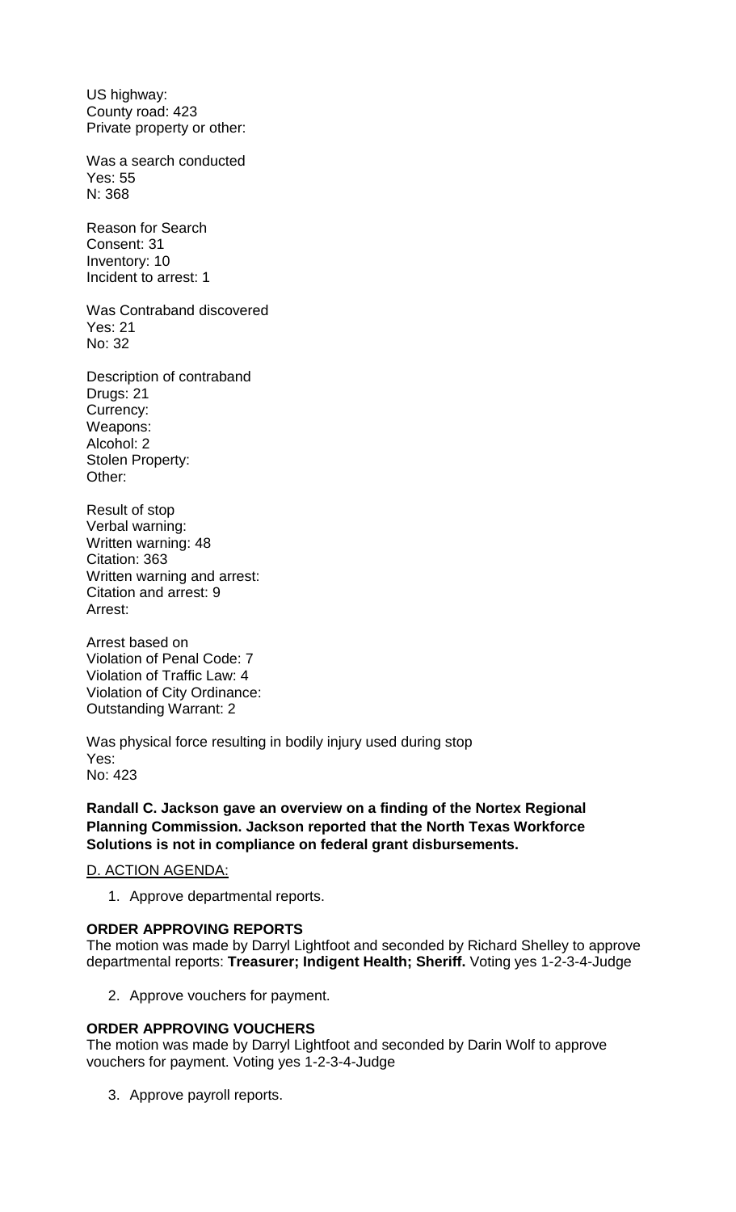US highway:
County road: 423
Private property or other:

Was a search conducted
Yes: 55
N: 368

Reason for Search
Consent: 31
Inventory: 10
Incident to arrest: 1

Was Contraband discovered
Yes: 21
No: 32

Description of contraband
Drugs: 21
Currency:
Weapons:
Alcohol: 2
Stolen Property:
Other:

Result of stop
Verbal warning:
Written warning: 48
Citation: 363
Written warning and arrest:
Citation and arrest: 9
Arrest:

Arrest based on
Violation of Penal Code: 7
Violation of Traffic Law: 4
Violation of City Ordinance:
Outstanding Warrant: 2

Was physical force resulting in bodily injury used during stop
Yes:
No: 423

**Randall C. Jackson gave an overview on a finding of the Nortex Regional Planning Commission. Jackson reported that the North Texas Workforce Solutions is not in compliance on federal grant disbursements.**

D. ACTION AGENDA:

1. Approve departmental reports.

**ORDER APPROVING REPORTS**
The motion was made by Darryl Lightfoot and seconded by Richard Shelley to approve departmental reports: **Treasurer; Indigent Health; Sheriff.** Voting yes 1-2-3-4-Judge

2. Approve vouchers for payment.

**ORDER APPROVING VOUCHERS**
The motion was made by Darryl Lightfoot and seconded by Darin Wolf to approve vouchers for payment. Voting yes 1-2-3-4-Judge

3. Approve payroll reports.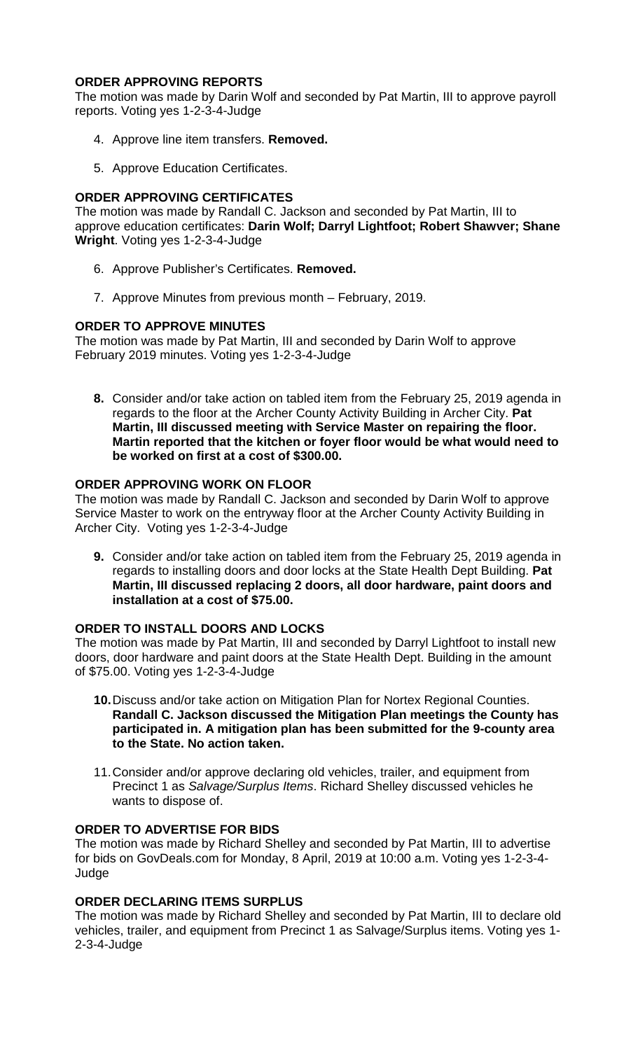**ORDER APPROVING REPORTS**

The motion was made by Darin Wolf and seconded by Pat Martin, III to approve payroll reports. Voting yes 1-2-3-4-Judge

4. Approve line item transfers. **Removed.**

5. Approve Education Certificates.

**ORDER APPROVING CERTIFICATES**

The motion was made by Randall C. Jackson and seconded by Pat Martin, III to approve education certificates: **Darin Wolf; Darryl Lightfoot; Robert Shawver; Shane Wright**. Voting yes 1-2-3-4-Judge

6. Approve Publisher's Certificates. **Removed.**

7. Approve Minutes from previous month – February, 2019.

**ORDER TO APPROVE MINUTES**

The motion was made by Pat Martin, III and seconded by Darin Wolf to approve February 2019 minutes. Voting yes 1-2-3-4-Judge

8. Consider and/or take action on tabled item from the February 25, 2019 agenda in regards to the floor at the Archer County Activity Building in Archer City. **Pat Martin, III discussed meeting with Service Master on repairing the floor. Martin reported that the kitchen or foyer floor would be what would need to be worked on first at a cost of $300.00.**

**ORDER APPROVING WORK ON FLOOR**

The motion was made by Randall C. Jackson and seconded by Darin Wolf to approve Service Master to work on the entryway floor at the Archer County Activity Building in Archer City. Voting yes 1-2-3-4-Judge

9. Consider and/or take action on tabled item from the February 25, 2019 agenda in regards to installing doors and door locks at the State Health Dept Building. **Pat Martin, III discussed replacing 2 doors, all door hardware, paint doors and installation at a cost of $75.00.**

**ORDER TO INSTALL DOORS AND LOCKS**

The motion was made by Pat Martin, III and seconded by Darryl Lightfoot to install new doors, door hardware and paint doors at the State Health Dept. Building in the amount of $75.00. Voting yes 1-2-3-4-Judge

10. Discuss and/or take action on Mitigation Plan for Nortex Regional Counties. **Randall C. Jackson discussed the Mitigation Plan meetings the County has participated in. A mitigation plan has been submitted for the 9-county area to the State. No action taken.**

11. Consider and/or approve declaring old vehicles, trailer, and equipment from Precinct 1 as *Salvage/Surplus Items*. Richard Shelley discussed vehicles he wants to dispose of.

**ORDER TO ADVERTISE FOR BIDS**

The motion was made by Richard Shelley and seconded by Pat Martin, III to advertise for bids on GovDeals.com for Monday, 8 April, 2019 at 10:00 a.m. Voting yes 1-2-3-4-Judge

**ORDER DECLARING ITEMS SURPLUS**

The motion was made by Richard Shelley and seconded by Pat Martin, III to declare old vehicles, trailer, and equipment from Precinct 1 as Salvage/Surplus items. Voting yes 1-2-3-4-Judge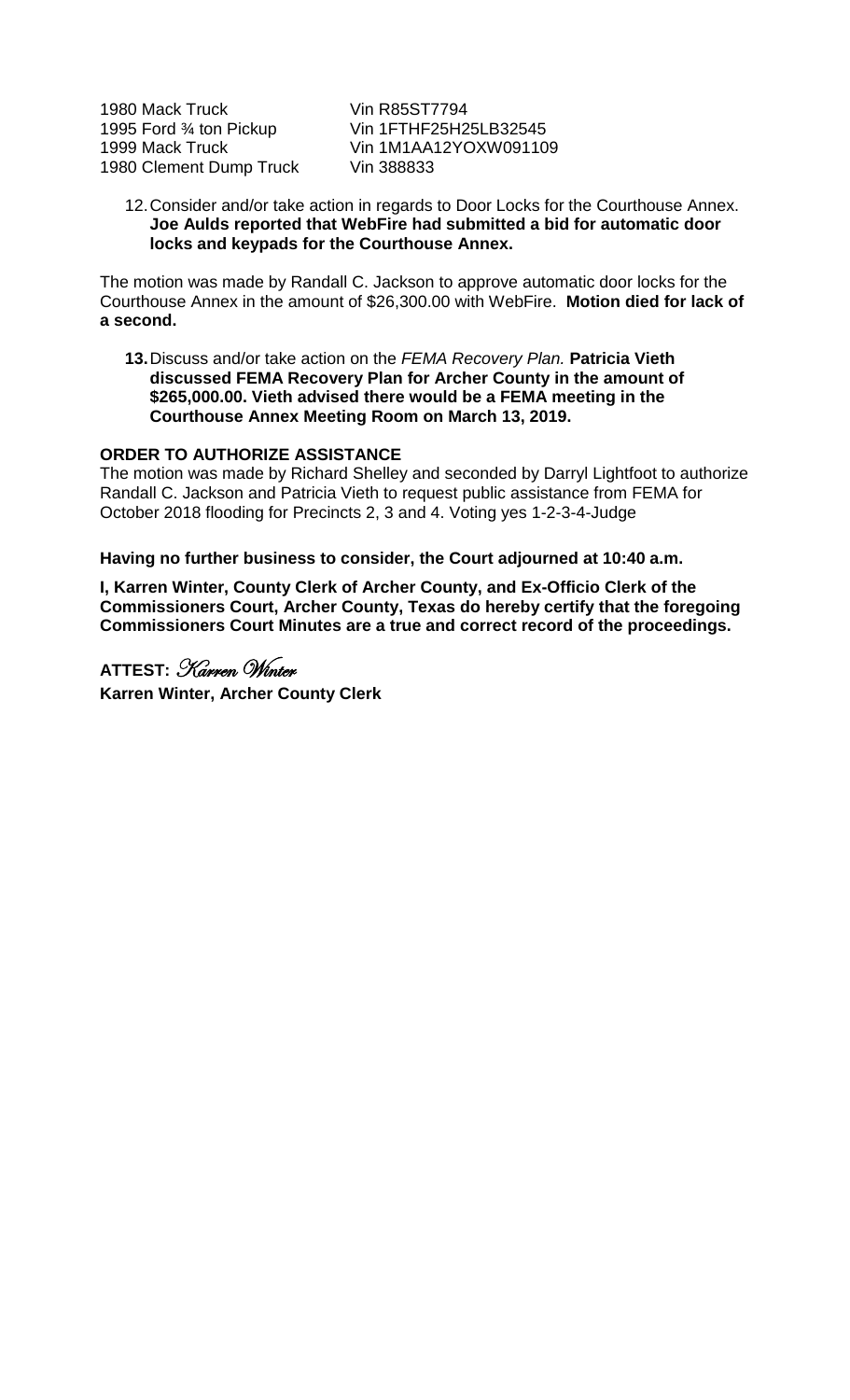| | |
|---|---|
| 1980 Mack Truck | Vin R85ST7794 |
| 1995 Ford ¾ ton Pickup | Vin 1FTHF25H25LB32545 |
| 1999 Mack Truck | Vin 1M1AA12YOXW091109 |
| 1980 Clement Dump Truck | Vin 388833 |

12. Consider and/or take action in regards to Door Locks for the Courthouse Annex. **Joe Aulds reported that WebFire had submitted a bid for automatic door locks and keypads for the Courthouse Annex.**

The motion was made by Randall C. Jackson to approve automatic door locks for the Courthouse Annex in the amount of $26,300.00 with WebFire. **Motion died for lack of a second.**

**13.** Discuss and/or take action on the *FEMA Recovery Plan.* **Patricia Vieth discussed FEMA Recovery Plan for Archer County in the amount of $265,000.00. Vieth advised there would be a FEMA meeting in the Courthouse Annex Meeting Room on March 13, 2019.**

**ORDER TO AUTHORIZE ASSISTANCE**

The motion was made by Richard Shelley and seconded by Darryl Lightfoot to authorize Randall C. Jackson and Patricia Vieth to request public assistance from FEMA for October 2018 flooding for Precincts 2, 3 and 4. Voting yes 1-2-3-4-Judge

**Having no further business to consider, the Court adjourned at 10:40 a.m.**

**I, Karren Winter, County Clerk of Archer County, and Ex-Officio Clerk of the Commissioners Court, Archer County, Texas do hereby certify that the foregoing Commissioners Court Minutes are a true and correct record of the proceedings.**

**ATTEST:** *Karren Winter*

**Karren Winter, Archer County Clerk**